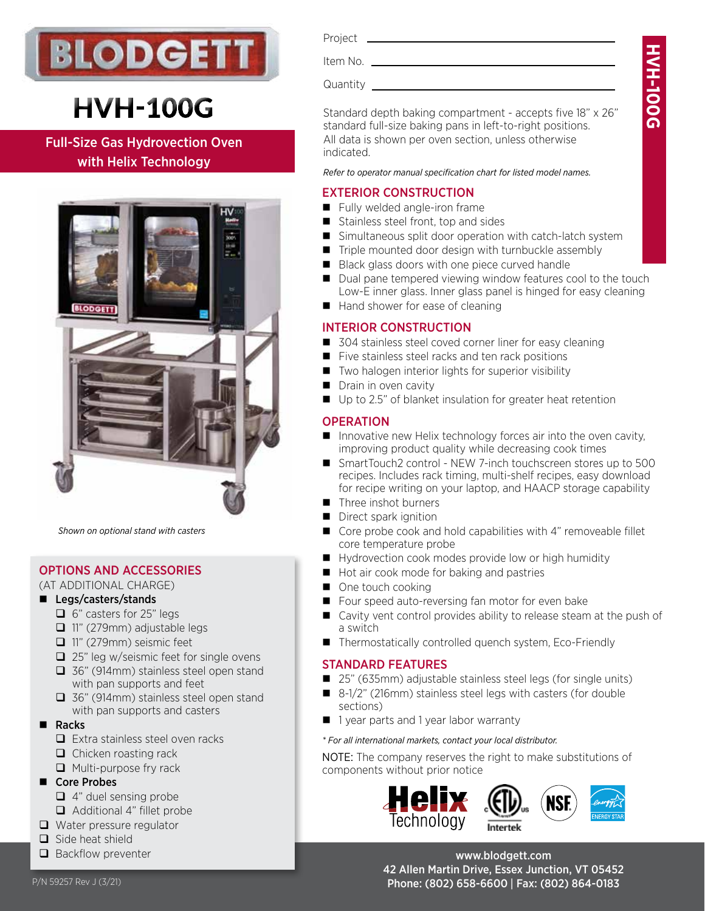# BLODGETT

# HVH-100G

## Full-Size Gas Hydrovection Oven with Helix Technology

*Shown on optional stand with casters*

Project ______________________

Item No. ______________________

Quantity ______________________

Standard depth baking compartment - accepts five 18" x 26" standard full-size baking pans in left-to-right positions. All data is shown per oven section, unless otherwise indicated.

*Refer to operator manual specification chart for listed model names.*

### EXTERIOR CONSTRUCTION

- Fully welded angle-iron frame
- Stainless steel front, top and sides
- Simultaneous split door operation with catch-latch system
- Triple mounted door design with turnbuckle assembly
- Black glass doors with one piece curved handle
- Dual pane tempered viewing window features cool to the touch Low-E inner glass. Inner glass panel is hinged for easy cleaning
- Hand shower for ease of cleaning

### INTERIOR CONSTRUCTION

- 304 stainless steel coved corner liner for easy cleaning
- Five stainless steel racks and ten rack positions
- Two halogen interior lights for superior visibility
- Drain in oven cavity
- Up to 2.5" of blanket insulation for greater heat retention

### OPERATION

- Innovative new Helix technology forces air into the oven cavity, improving product quality while decreasing cook times
- SmartTouch2 control - NEW 7-inch touchscreen stores up to 500 recipes. Includes rack timing, multi-shelf recipes, easy download for recipe writing on your laptop, and HAACP storage capability
- Three inshot burners
- Direct spark ignition
- Core probe cook and hold capabilities with 4" removeable fillet core temperature probe
- Hydrovection cook modes provide low or high humidity
- Hot air cook mode for baking and pastries
- One touch cooking
- Four speed auto-reversing fan motor for even bake
- Cavity vent control provides ability to release steam at the push of a switch
- Thermostatically controlled quench system, Eco-Friendly

### STANDARD FEATURES

- 25" (635mm) adjustable stainless steel legs (for single units)
- 8-1/2" (216mm) stainless steel legs with casters (for double sections)
- 1 year parts and 1 year labor warranty

*\* For all international markets, contact your local distributor.*

NOTE: The company reserves the right to make substitutions of components without prior notice

### OPTIONS AND ACCESSORIES

(AT ADDITIONAL CHARGE)

- **Legs/casters/stands**
  - ☐ 6" casters for 25" legs
  - ☐ 11" (279mm) adjustable legs
  - ☐ 11" (279mm) seismic feet
  - ☐ 25" leg w/seismic feet for single ovens
  - ☐ 36" (914mm) stainless steel open stand with pan supports and feet
  - ☐ 36" (914mm) stainless steel open stand with pan supports and casters
- **Racks**
  - ☐ Extra stainless steel oven racks
  - ☐ Chicken roasting rack
  - ☐ Multi-purpose fry rack
- **Core Probes**
  - ☐ 4" duel sensing probe
  - ☐ Additional 4" fillet probe
- ☐ Water pressure regulator
- ☐ Side heat shield
- ☐ Backflow preventer

P/N 59257 Rev J (3/21)

www.blodgett.com
42 Allen Martin Drive, Essex Junction, VT 05452
Phone: (802) 658-6600 | Fax: (802) 864-0183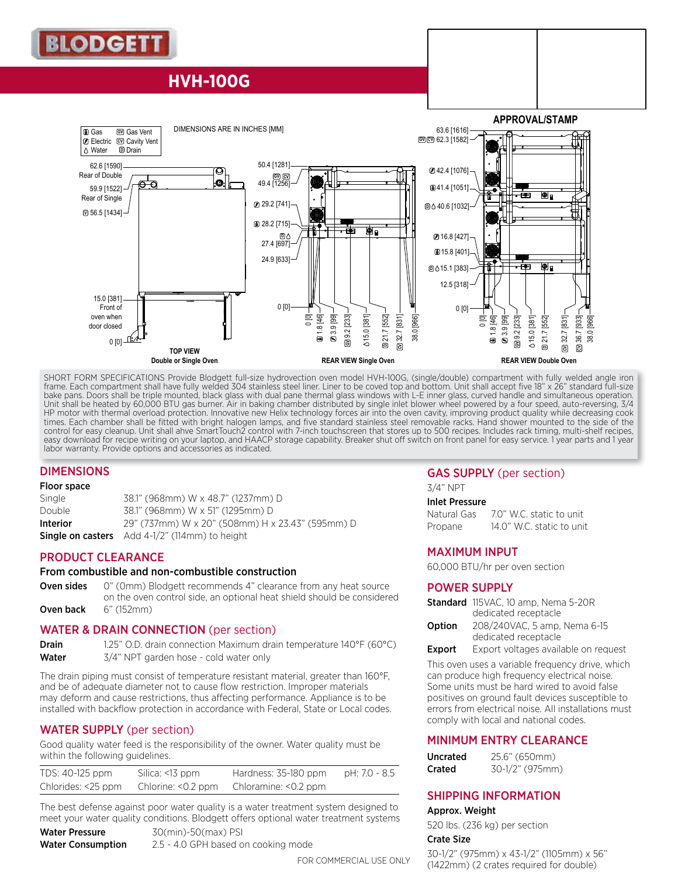# HVH-100G

APPROVAL/STAMP

Gas | GV Gas Vent
Electric | CV Cavity Vent
Water | D Drain

DIMENSIONS ARE IN INCHES [MM]

62.6 [1590] Rear of Double
59.9 [1522] Rear of Single
56.5 [1434]
15.0 [381] Front of oven when door closed
0 [0]

TOP VIEW
Double or Single Oven

50.4 [1281]
49.4 [1256]
29.2 [741]
28.2 [715]
27.4 [697]
24.9 [633]
0 [0]
0 [0] 1.8 [46] 3.9 [99] 9.2 [233] 15.0 [381] 21.7 [552] 32.7 [831] 38.0 [966]

REAR VIEW Single Oven

63.6 [1616]
62.3 [1582]
42.4 [1076]
41.4 [1051]
40.6 [1032]
16.8 [427]
15.8 [401]
15.1 [383]
12.5 [318]
0 [0]
0 [0] 1.8 [46] 3.9 [99] 9.2 [233] 15.0 [381] 21.7 [552] 32.7 [831] 36.7 [933] 38.0 [966]

REAR VIEW Double Oven

SHORT FORM SPECIFICATIONS Provide Blodgett full-size hydrovection oven model HVH-100G, (single/double) compartment with fully welded angle iron frame. Each compartment shall have fully welded 304 stainless steel liner. Liner to be coved top and bottom. Unit shall accept five 18" x 26" standard full-size bake pans. Doors shall be triple mounted, black glass with dual pane thermal glass windows with L-E inner glass, curved handle and simultaneous operation. Unit shall be heated by 60,000 BTU gas burner. Air in baking chamber distributed by single inlet blower wheel powered by a four speed, auto-reversing, 3/4 HP motor with thermal overload protection. Innovative new Helix technology forces air into the oven cavity, improving product quality while decreasing cook times. Each chamber shall be fitted with bright halogen lamps, and five standard stainless steel removable racks. Hand shower mounted to the side of the control for easy cleanup. Unit shall ahve SmartTouch2 control with 7-inch touchscreen that stores up to 500 recipes. Includes rack timing, multi-shelf recipes, easy download for recipe writing on your laptop, and HAACP storage capability. Breaker shut off switch on front panel for easy service. 1 year parts and 1 year labor warranty. Provide options and accessories as indicated.

## DIMENSIONS

**Floor space**

| | |
|---|---|
| Single | 38.1" (968mm) W x 48.7" (1237mm) D |
| Double | 38.1" (968mm) W x 51" (1295mm) D |
| **Interior** | 29" (737mm) W x 20" (508mm) H x 23.43" (595mm) D |
| **Single on casters** | Add 4-1/2" (114mm) to height |

## PRODUCT CLEARANCE

**From combustible and non-combustible construction**

| | |
|---|---|
| **Oven sides** | 0" (0mm) Blodgett recommends 4" clearance from any heat source on the oven control side, an optional heat shield should be considered |
| **Oven back** | 6" (152mm) |

## WATER & DRAIN CONNECTION (per section)

| | |
|---|---|
| **Drain** | 1.25" O.D. drain connection Maximum drain temperature 140°F (60°C) |
| **Water** | 3/4" NPT garden hose - cold water only |

The drain piping must consist of temperature resistant material, greater than 160°F, and be of adequate diameter not to cause flow restriction. Improper materials may deform and cause restrictions, thus affecting performance. Appliance is to be installed with backflow protection in accordance with Federal, State or Local codes.

## WATER SUPPLY (per section)

Good quality water feed is the responsibility of the owner. Water quality must be within the following guidelines.

| | | | |
|---|---|---|---|
| TDS: 40-125 ppm | Silica: <13 ppm | Hardness: 35-180 ppm | pH: 7.0 - 8.5 |
| Chlorides: <25 ppm | Chlorine: <0.2 ppm | Chloramine: <0.2 ppm | |

The best defense against poor water quality is a water treatment system designed to meet your water quality conditions. Blodgett offers optional water treatment systems

| | |
|---|---|
| **Water Pressure** | 30(min)-50(max) PSI |
| **Water Consumption** | 2.5 - 4.0 GPH based on cooking mode |

## GAS SUPPLY (per section)

3/4" NPT

**Inlet Pressure**

| | |
|---|---|
| Natural Gas | 7.0" W.C. static to unit |
| Propane | 14.0" W.C. static to unit |

## MAXIMUM INPUT

60,000 BTU/hr per oven section

## POWER SUPPLY

| | |
|---|---|
| **Standard** | 115VAC, 10 amp, Nema 5-20R dedicated receptacle |
| **Option** | 208/240VAC, 5 amp, Nema 6-15 dedicated receptacle |
| **Export** | Export voltages available on request |

This oven uses a variable frequency drive, which can produce high frequency electrical noise. Some units must be hard wired to avoid false positives on ground fault devices susceptible to errors from electrical noise. All installations must comply with local and national codes.

## MINIMUM ENTRY CLEARANCE

| | |
|---|---|
| **Uncrated** | 25.6" (650mm) |
| **Crated** | 30-1/2" (975mm) |

## SHIPPING INFORMATION

**Approx. Weight**

520 lbs. (236 kg) per section

**Crate Size**

30-1/2" (975mm) x 43-1/2" (1105mm) x 56" (1422mm) (2 crates required for double)

FOR COMMERCIAL USE ONLY